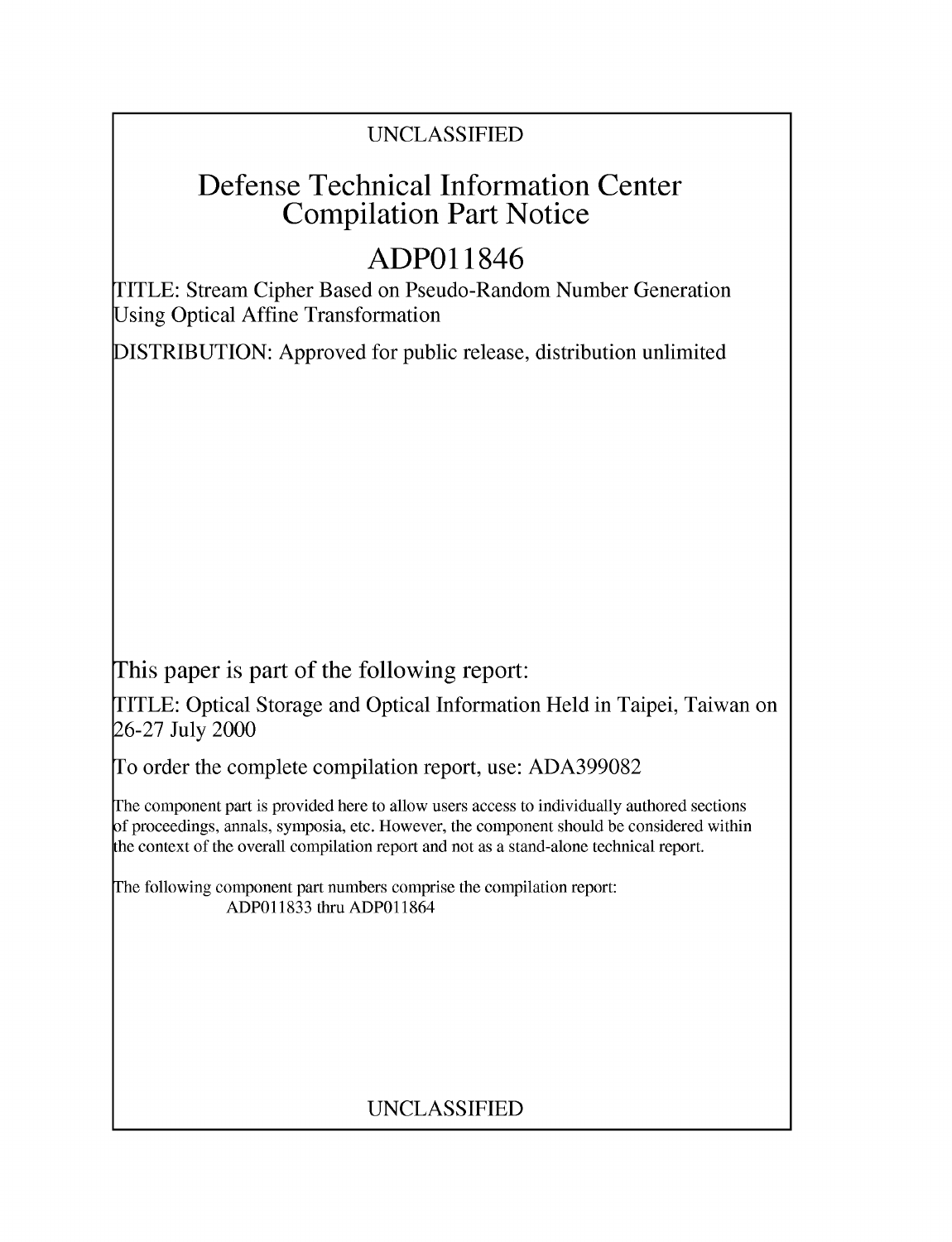UNCLASSIFIED

# Defense Technical Information Center Compilation Part Notice

# ADP011846

TITLE: Stream Cipher Based on Pseudo-Random Number Generation Using Optical Affine Transformation

DISTRIBUTION: Approved for public release, distribution unlimited

This paper is part of the following report:

TITLE: Optical Storage and Optical Information Held in Taipei, Taiwan on 26-27 July 2000

To order the complete compilation report, use: ADA399082

The component part is provided here to allow users access to individually authored sections of proceedings, annals, symposia, etc. However, the component should be considered within the context of the overall compilation report and not as a stand-alone technical report.

The following component part numbers comprise the compilation report:
ADP011833 thru ADP011864

UNCLASSIFIED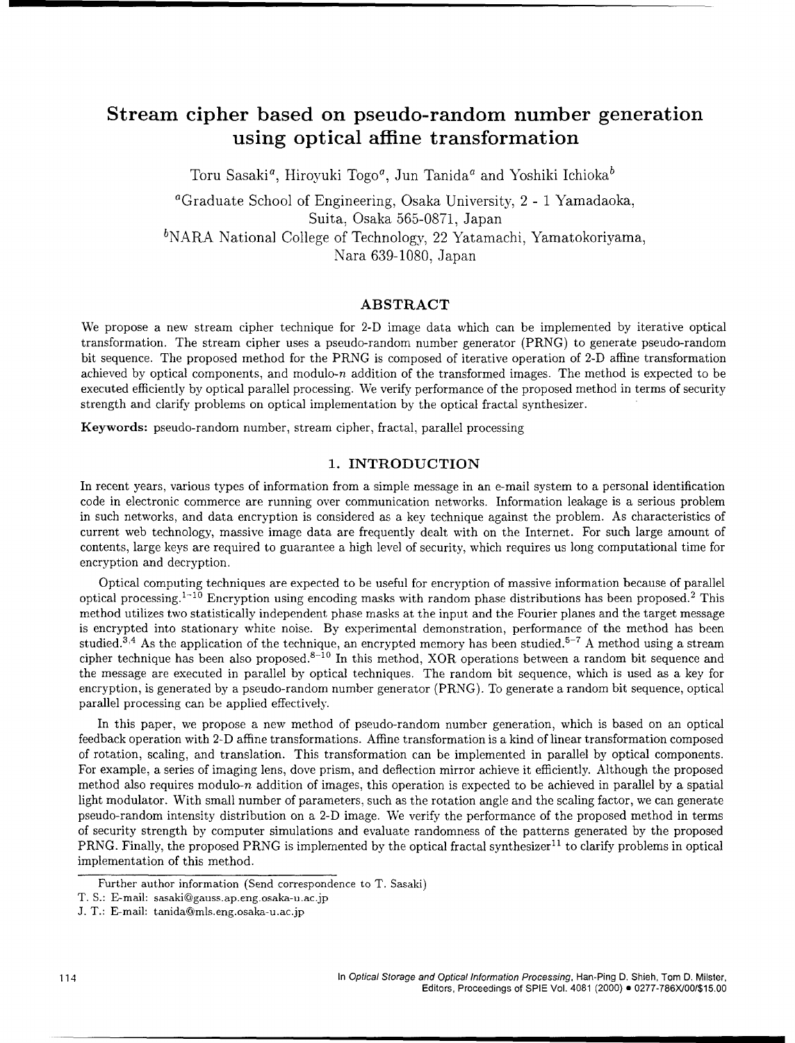# Stream cipher based on pseudo-random number generation using optical affine transformation

Toru Sasaki[a], Hiroyuki Togo[a], Jun Tanida[a] and Yoshiki Ichioka[b]

[a]Graduate School of Engineering, Osaka University, 2 - 1 Yamadaoka, Suita, Osaka 565-0871, Japan

[b]NARA National College of Technology, 22 Yatamachi, Yamatokoriyama, Nara 639-1080, Japan

## ABSTRACT

We propose a new stream cipher technique for 2-D image data which can be implemented by iterative optical transformation. The stream cipher uses a pseudo-random number generator (PRNG) to generate pseudo-random bit sequence. The proposed method for the PRNG is composed of iterative operation of 2-D affine transformation achieved by optical components, and modulo-$n$ addition of the transformed images. The method is expected to be executed efficiently by optical parallel processing. We verify performance of the proposed method in terms of security strength and clarify problems on optical implementation by the optical fractal synthesizer.

**Keywords:** pseudo-random number, stream cipher, fractal, parallel processing

## 1. INTRODUCTION

In recent years, various types of information from a simple message in an e-mail system to a personal identification code in electronic commerce are running over communication networks. Information leakage is a serious problem in such networks, and data encryption is considered as a key technique against the problem. As characteristics of current web technology, massive image data are frequently dealt with on the Internet. For such large amount of contents, large keys are required to guarantee a high level of security, which requires us long computational time for encryption and decryption.

Optical computing techniques are expected to be useful for encryption of massive information because of parallel optical processing.[1-10] Encryption using encoding masks with random phase distributions has been proposed.[2] This method utilizes two statistically independent phase masks at the input and the Fourier planes and the target message is encrypted into stationary white noise. By experimental demonstration, performance of the method has been studied.[3,4] As the application of the technique, an encrypted memory has been studied.[5-7] A method using a stream cipher technique has been also proposed.[8-10] In this method, XOR operations between a random bit sequence and the message are executed in parallel by optical techniques. The random bit sequence, which is used as a key for encryption, is generated by a pseudo-random number generator (PRNG). To generate a random bit sequence, optical parallel processing can be applied effectively.

In this paper, we propose a new method of pseudo-random number generation, which is based on an optical feedback operation with 2-D affine transformations. Affine transformation is a kind of linear transformation composed of rotation, scaling, and translation. This transformation can be implemented in parallel by optical components. For example, a series of imaging lens, dove prism, and deflection mirror achieve it efficiently. Although the proposed method also requires modulo-$n$ addition of images, this operation is expected to be achieved in parallel by a spatial light modulator. With small number of parameters, such as the rotation angle and the scaling factor, we can generate pseudo-random intensity distribution on a 2-D image. We verify the performance of the proposed method in terms of security strength by computer simulations and evaluate randomness of the patterns generated by the proposed PRNG. Finally, the proposed PRNG is implemented by the optical fractal synthesizer[11] to clarify problems in optical implementation of this method.

Further author information (Send correspondence to T. Sasaki)

T. S.: E-mail: sasaki@gauss.ap.eng.osaka-u.ac.jp

J. T.: E-mail: tanida@mls.eng.osaka-u.ac.jp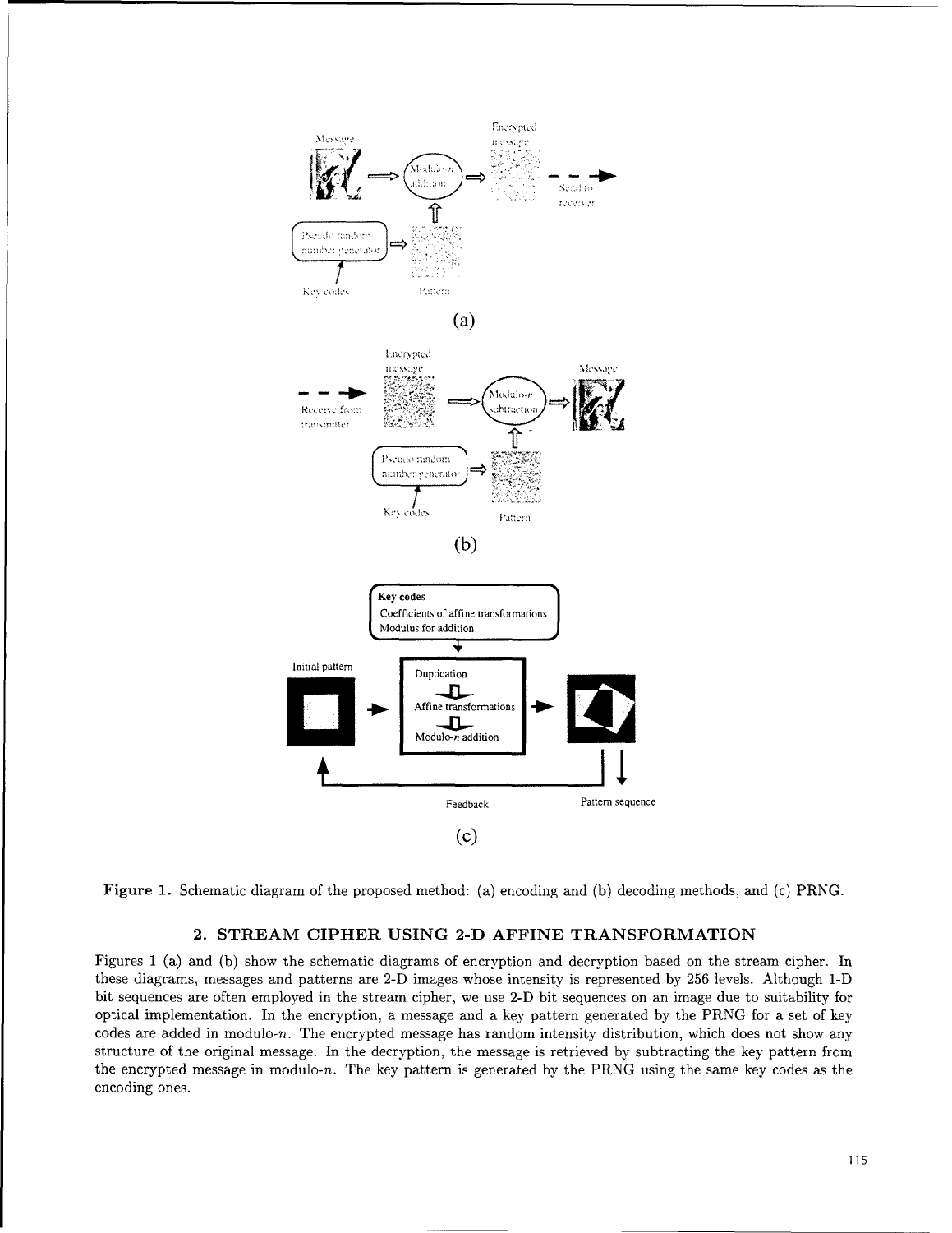**Figure 1.** Schematic diagram of the proposed method: (a) encoding and (b) decoding methods, and (c) PRNG.

## 2. STREAM CIPHER USING 2-D AFFINE TRANSFORMATION

Figures 1 (a) and (b) show the schematic diagrams of encryption and decryption based on the stream cipher. In these diagrams, messages and patterns are 2-D images whose intensity is represented by 256 levels. Although 1-D bit sequences are often employed in the stream cipher, we use 2-D bit sequences on an image due to suitability for optical implementation. In the encryption, a message and a key pattern generated by the PRNG for a set of key codes are added in modulo-$n$. The encrypted message has random intensity distribution, which does not show any structure of the original message. In the decryption, the message is retrieved by subtracting the key pattern from the encrypted message in modulo-$n$. The key pattern is generated by the PRNG using the same key codes as the encoding ones.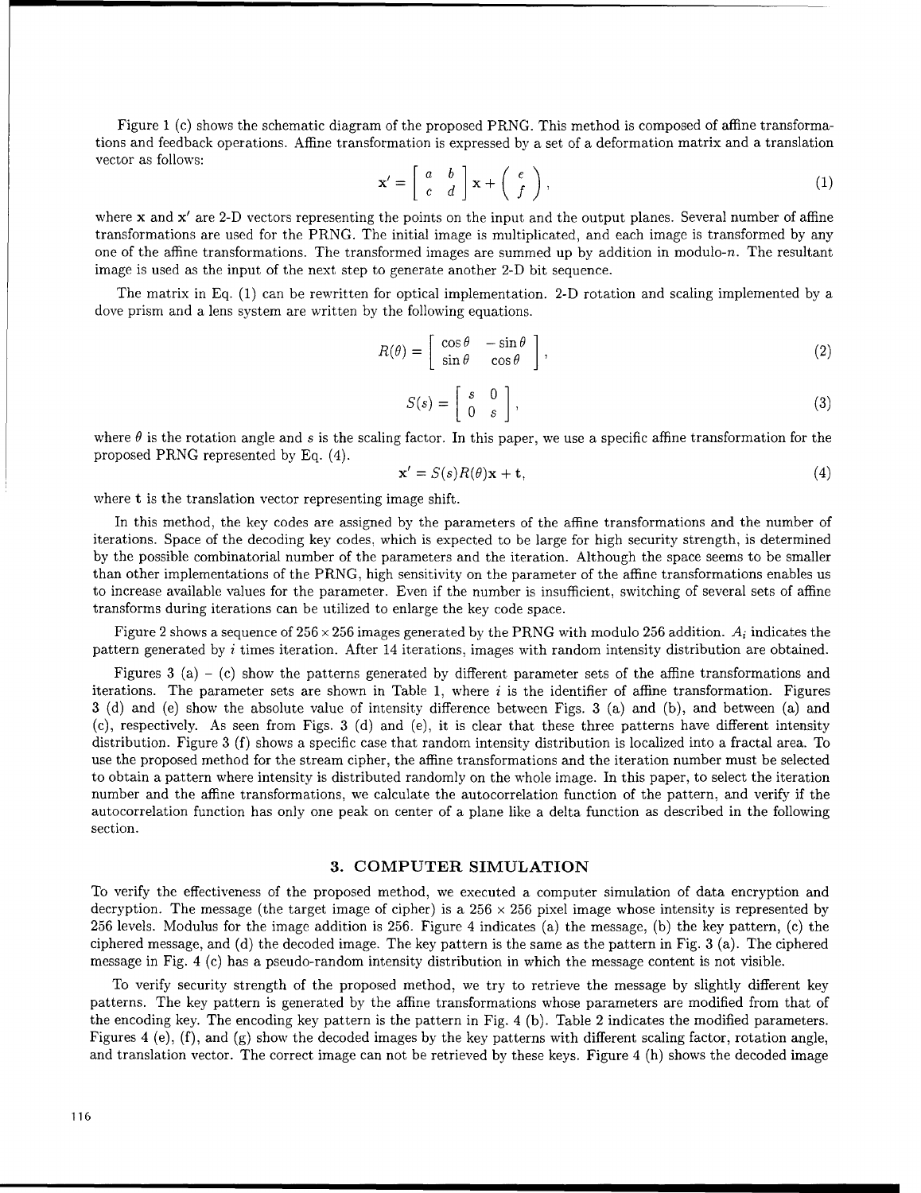Figure 1 (c) shows the schematic diagram of the proposed PRNG. This method is composed of affine transformations and feedback operations. Affine transformation is expressed by a set of a deformation matrix and a translation vector as follows:

$$\mathbf{x}' = \begin{bmatrix} a & b \\ c & d \end{bmatrix} \mathbf{x} + \begin{pmatrix} e \\ f \end{pmatrix}, \tag{1}$$

where $\mathbf{x}$ and $\mathbf{x}'$ are 2-D vectors representing the points on the input and the output planes. Several number of affine transformations are used for the PRNG. The initial image is multiplicated, and each image is transformed by any one of the affine transformations. The transformed images are summed up by addition in modulo-$n$. The resultant image is used as the input of the next step to generate another 2-D bit sequence.

The matrix in Eq. (1) can be rewritten for optical implementation. 2-D rotation and scaling implemented by a dove prism and a lens system are written by the following equations.

$$R(\theta) = \begin{bmatrix} \cos\theta & -\sin\theta \\ \sin\theta & \cos\theta \end{bmatrix}, \tag{2}$$

$$S(s) = \begin{bmatrix} s & 0 \\ 0 & s \end{bmatrix}, \tag{3}$$

where $\theta$ is the rotation angle and $s$ is the scaling factor. In this paper, we use a specific affine transformation for the proposed PRNG represented by Eq. (4).

$$\mathbf{x}' = S(s)R(\theta)\mathbf{x} + \mathbf{t}, \tag{4}$$

where $\mathbf{t}$ is the translation vector representing image shift.

In this method, the key codes are assigned by the parameters of the affine transformations and the number of iterations. Space of the decoding key codes, which is expected to be large for high security strength, is determined by the possible combinatorial number of the parameters and the iteration. Although the space seems to be smaller than other implementations of the PRNG, high sensitivity on the parameter of the affine transformations enables us to increase available values for the parameter. Even if the number is insufficient, switching of several sets of affine transforms during iterations can be utilized to enlarge the key code space.

Figure 2 shows a sequence of $256 \times 256$ images generated by the PRNG with modulo 256 addition. $A_i$ indicates the pattern generated by $i$ times iteration. After 14 iterations, images with random intensity distribution are obtained.

Figures 3 (a) – (c) show the patterns generated by different parameter sets of the affine transformations and iterations. The parameter sets are shown in Table 1, where $i$ is the identifier of affine transformation. Figures 3 (d) and (e) show the absolute value of intensity difference between Figs. 3 (a) and (b), and between (a) and (c), respectively. As seen from Figs. 3 (d) and (e), it is clear that these three patterns have different intensity distribution. Figure 3 (f) shows a specific case that random intensity distribution is localized into a fractal area. To use the proposed method for the stream cipher, the affine transformations and the iteration number must be selected to obtain a pattern where intensity is distributed randomly on the whole image. In this paper, to select the iteration number and the affine transformations, we calculate the autocorrelation function of the pattern, and verify if the autocorrelation function has only one peak on center of a plane like a delta function as described in the following section.

## 3. COMPUTER SIMULATION

To verify the effectiveness of the proposed method, we executed a computer simulation of data encryption and decryption. The message (the target image of cipher) is a $256 \times 256$ pixel image whose intensity is represented by 256 levels. Modulus for the image addition is 256. Figure 4 indicates (a) the message, (b) the key pattern, (c) the ciphered message, and (d) the decoded image. The key pattern is the same as the pattern in Fig. 3 (a). The ciphered message in Fig. 4 (c) has a pseudo-random intensity distribution in which the message content is not visible.

To verify security strength of the proposed method, we try to retrieve the message by slightly different key patterns. The key pattern is generated by the affine transformations whose parameters are modified from that of the encoding key. The encoding key pattern is the pattern in Fig. 4 (b). Table 2 indicates the modified parameters. Figures 4 (e), (f), and (g) show the decoded images by the key patterns with different scaling factor, rotation angle, and translation vector. The correct image can not be retrieved by these keys. Figure 4 (h) shows the decoded image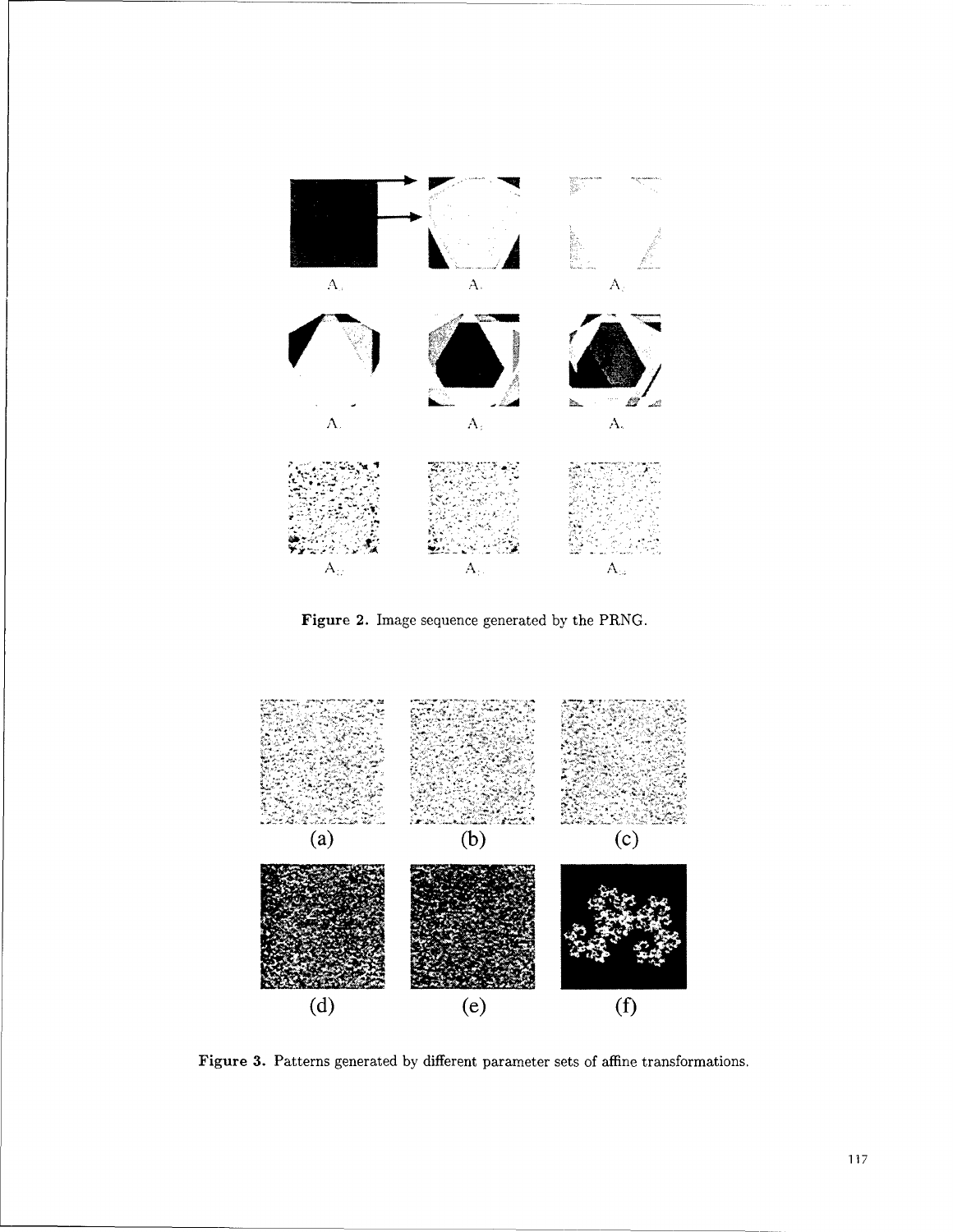Figure 2. Image sequence generated by the PRNG.

Figure 3. Patterns generated by different parameter sets of affine transformations.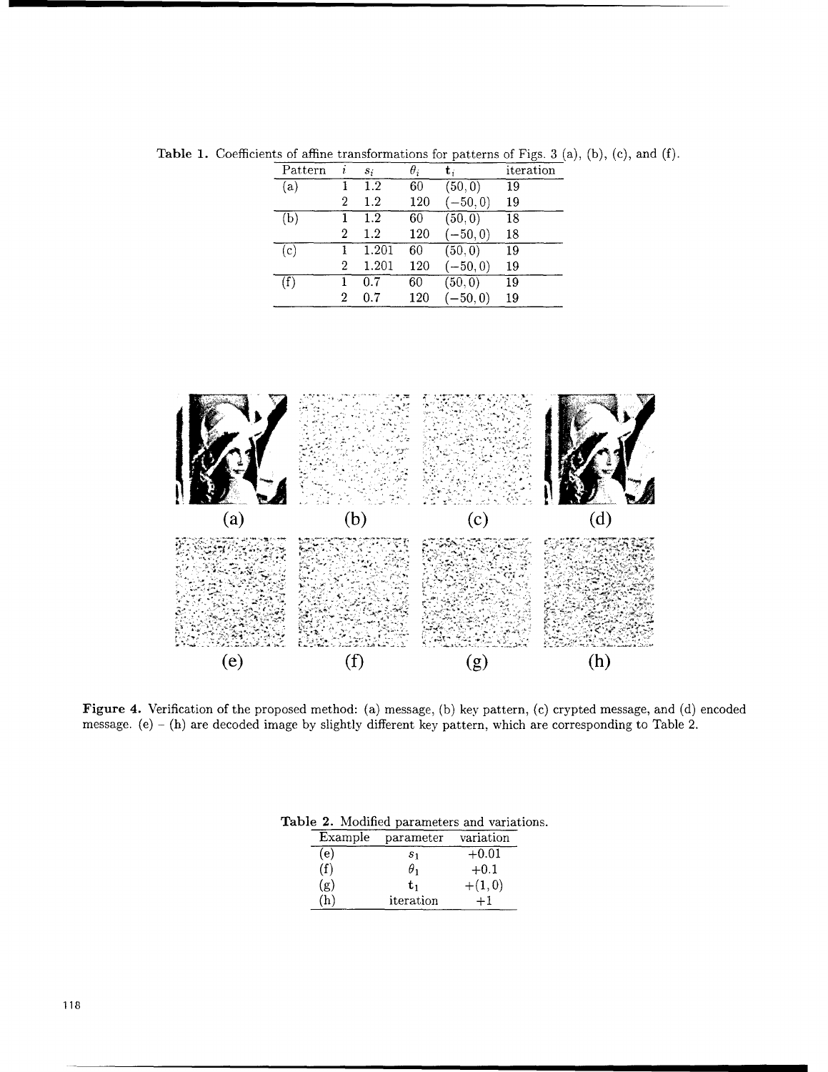**Table 1.** Coefficients of affine transformations for patterns of Figs. 3 (a), (b), (c), and (f).

| Pattern | $i$ | $s_i$ | $\theta_i$ | $\mathbf{t}_i$ | iteration |
|---|---|---|---|---|---|
| (a) | 1 | 1.2 | 60 | $(50, 0)$ | 19 |
| | 2 | 1.2 | 120 | $(-50, 0)$ | 19 |
| (b) | 1 | 1.2 | 60 | $(50, 0)$ | 18 |
| | 2 | 1.2 | 120 | $(-50, 0)$ | 18 |
| (c) | 1 | 1.201 | 60 | $(50, 0)$ | 19 |
| | 2 | 1.201 | 120 | $(-50, 0)$ | 19 |
| (f) | 1 | 0.7 | 60 | $(50, 0)$ | 19 |
| | 2 | 0.7 | 120 | $(-50, 0)$ | 19 |

**Figure 4.** Verification of the proposed method: (a) message, (b) key pattern, (c) crypted message, and (d) encoded message. (e) – (h) are decoded image by slightly different key pattern, which are corresponding to Table 2.

**Table 2.** Modified parameters and variations.

| Example | parameter | variation |
|---|---|---|
| (e) | $s_1$ | $+0.01$ |
| (f) | $\theta_1$ | $+0.1$ |
| (g) | $\mathbf{t}_1$ | $+(1, 0)$ |
| (h) | iteration | $+1$ |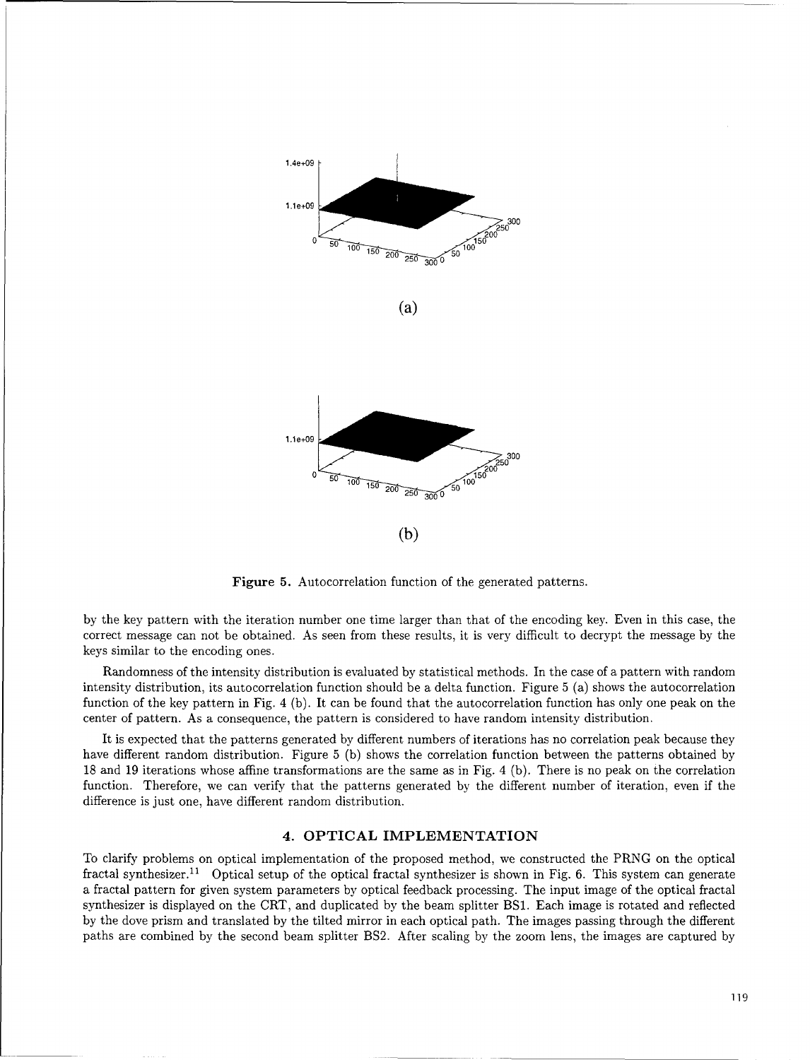(a)

(b)

**Figure 5.** Autocorrelation function of the generated patterns.

by the key pattern with the iteration number one time larger than that of the encoding key. Even in this case, the correct message can not be obtained. As seen from these results, it is very difficult to decrypt the message by the keys similar to the encoding ones.

Randomness of the intensity distribution is evaluated by statistical methods. In the case of a pattern with random intensity distribution, its autocorrelation function should be a delta function. Figure 5 (a) shows the autocorrelation function of the key pattern in Fig. 4 (b). It can be found that the autocorrelation function has only one peak on the center of pattern. As a consequence, the pattern is considered to have random intensity distribution.

It is expected that the patterns generated by different numbers of iterations has no correlation peak because they have different random distribution. Figure 5 (b) shows the correlation function between the patterns obtained by 18 and 19 iterations whose affine transformations are the same as in Fig. 4 (b). There is no peak on the correlation function. Therefore, we can verify that the patterns generated by the different number of iteration, even if the difference is just one, have different random distribution.

## 4. OPTICAL IMPLEMENTATION

To clarify problems on optical implementation of the proposed method, we constructed the PRNG on the optical fractal synthesizer.[11] Optical setup of the optical fractal synthesizer is shown in Fig. 6. This system can generate a fractal pattern for given system parameters by optical feedback processing. The input image of the optical fractal synthesizer is displayed on the CRT, and duplicated by the beam splitter BS1. Each image is rotated and reflected by the dove prism and translated by the tilted mirror in each optical path. The images passing through the different paths are combined by the second beam splitter BS2. After scaling by the zoom lens, the images are captured by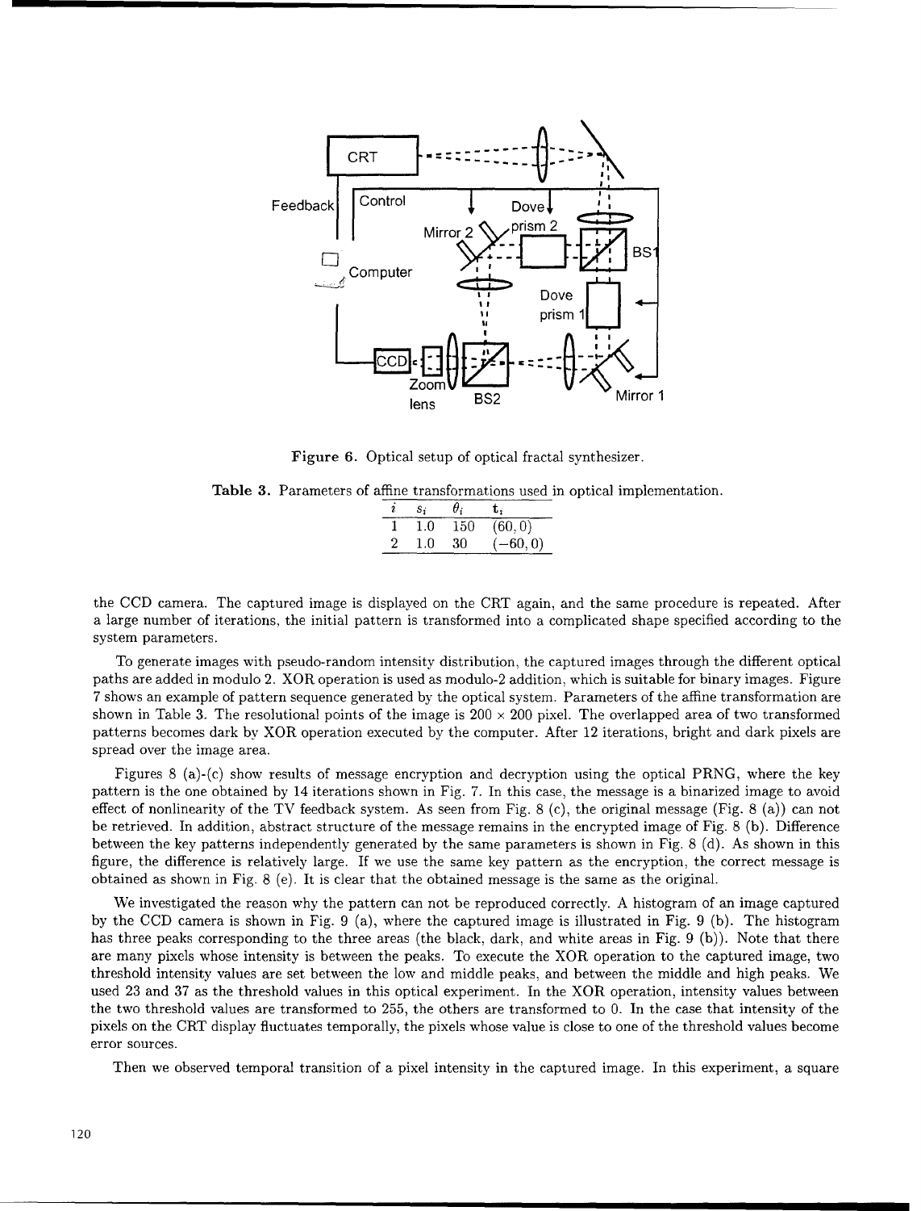**Figure 6.** Optical setup of optical fractal synthesizer.

**Table 3.** Parameters of affine transformations used in optical implementation.

| $i$ | $s_i$ | $\theta_i$ | $\mathbf{t}_i$ |
|---|---|---|---|
| 1 | 1.0 | 150 | $(60, 0)$ |
| 2 | 1.0 | 30 | $(-60, 0)$ |

the CCD camera. The captured image is displayed on the CRT again, and the same procedure is repeated. After a large number of iterations, the initial pattern is transformed into a complicated shape specified according to the system parameters.

To generate images with pseudo-random intensity distribution, the captured images through the different optical paths are added in modulo 2. XOR operation is used as modulo-2 addition, which is suitable for binary images. Figure 7 shows an example of pattern sequence generated by the optical system. Parameters of the affine transformation are shown in Table 3. The resolutional points of the image is $200 \times 200$ pixel. The overlapped area of two transformed patterns becomes dark by XOR operation executed by the computer. After 12 iterations, bright and dark pixels are spread over the image area.

Figures 8 (a)-(c) show results of message encryption and decryption using the optical PRNG, where the key pattern is the one obtained by 14 iterations shown in Fig. 7. In this case, the message is a binarized image to avoid effect of nonlinearity of the TV feedback system. As seen from Fig. 8 (c), the original message (Fig. 8 (a)) can not be retrieved. In addition, abstract structure of the message remains in the encrypted image of Fig. 8 (b). Difference between the key patterns independently generated by the same parameters is shown in Fig. 8 (d). As shown in this figure, the difference is relatively large. If we use the same key pattern as the encryption, the correct message is obtained as shown in Fig. 8 (e). It is clear that the obtained message is the same as the original.

We investigated the reason why the pattern can not be reproduced correctly. A histogram of an image captured by the CCD camera is shown in Fig. 9 (a), where the captured image is illustrated in Fig. 9 (b). The histogram has three peaks corresponding to the three areas (the black, dark, and white areas in Fig. 9 (b)). Note that there are many pixels whose intensity is between the peaks. To execute the XOR operation to the captured image, two threshold intensity values are set between the low and middle peaks, and between the middle and high peaks. We used 23 and 37 as the threshold values in this optical experiment. In the XOR operation, intensity values between the two threshold values are transformed to 255, the others are transformed to 0. In the case that intensity of the pixels on the CRT display fluctuates temporally, the pixels whose value is close to one of the threshold values become error sources.

Then we observed temporal transition of a pixel intensity in the captured image. In this experiment, a square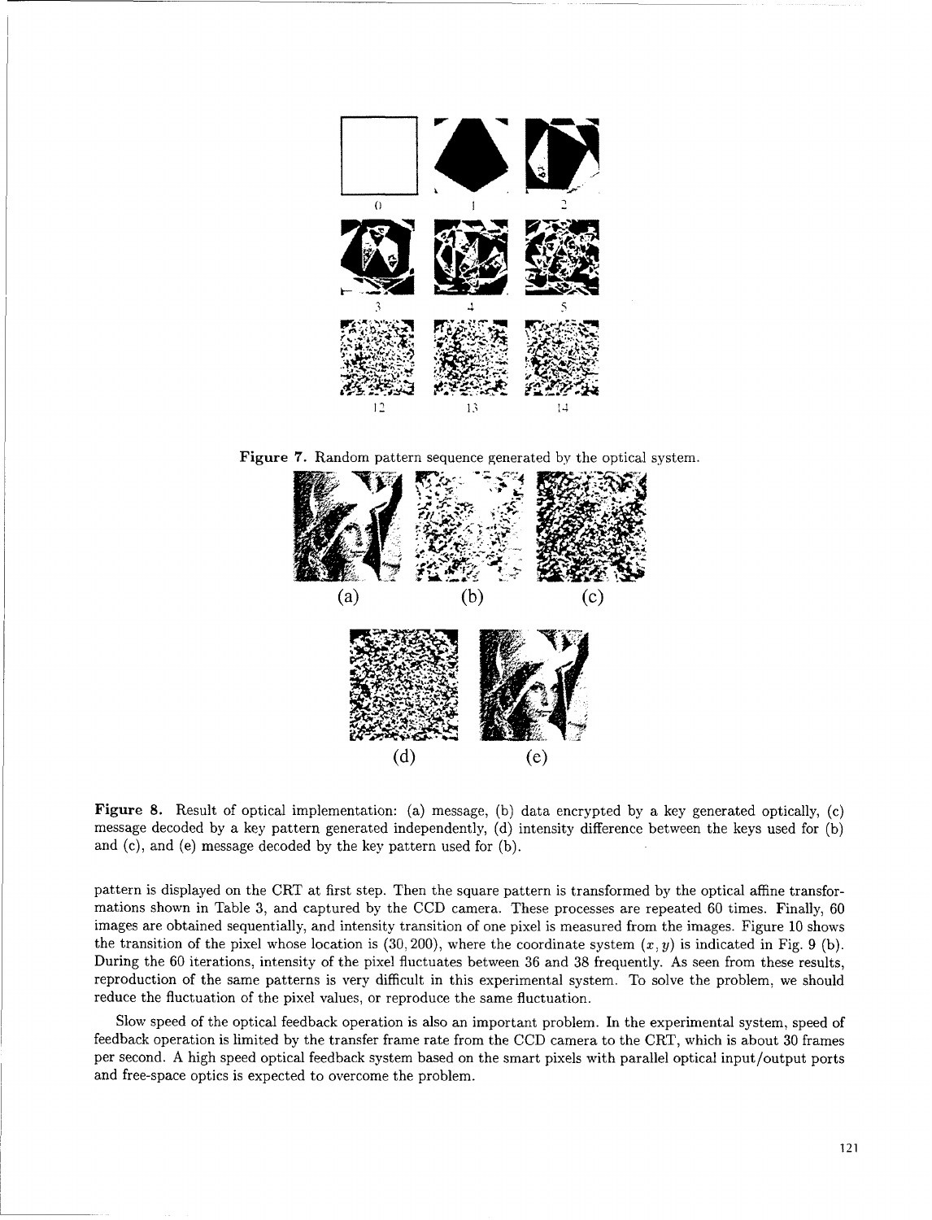Figure 7. Random pattern sequence generated by the optical system.

Figure 8. Result of optical implementation: (a) message, (b) data encrypted by a key generated optically, (c) message decoded by a key pattern generated independently, (d) intensity difference between the keys used for (b) and (c), and (e) message decoded by the key pattern used for (b).

pattern is displayed on the CRT at first step. Then the square pattern is transformed by the optical affine transformations shown in Table 3, and captured by the CCD camera. These processes are repeated 60 times. Finally, 60 images are obtained sequentially, and intensity transition of one pixel is measured from the images. Figure 10 shows the transition of the pixel whose location is $(30, 200)$, where the coordinate system $(x, y)$ is indicated in Fig. 9 (b). During the 60 iterations, intensity of the pixel fluctuates between 36 and 38 frequently. As seen from these results, reproduction of the same patterns is very difficult in this experimental system. To solve the problem, we should reduce the fluctuation of the pixel values, or reproduce the same fluctuation.

Slow speed of the optical feedback operation is also an important problem. In the experimental system, speed of feedback operation is limited by the transfer frame rate from the CCD camera to the CRT, which is about 30 frames per second. A high speed optical feedback system based on the smart pixels with parallel optical input/output ports and free-space optics is expected to overcome the problem.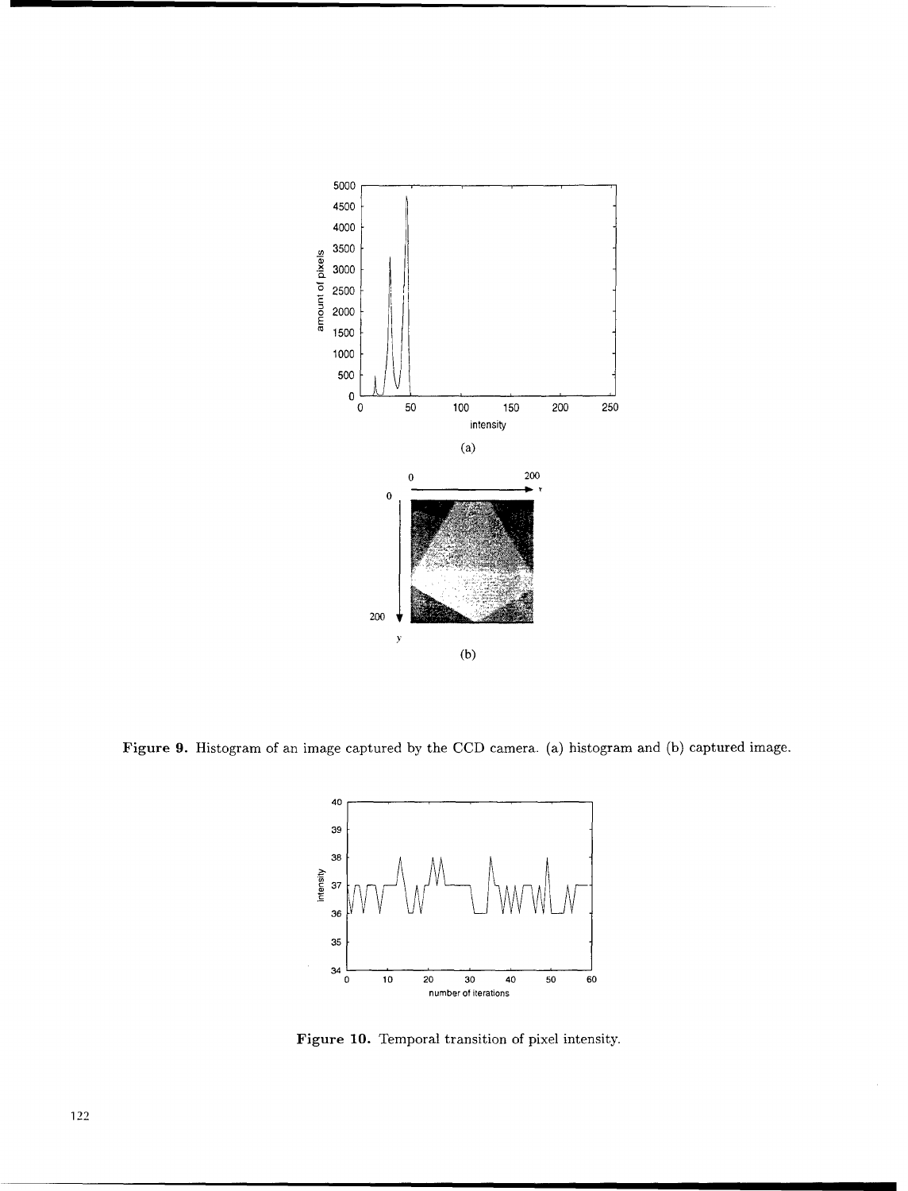Figure 9. Histogram of an image captured by the CCD camera. (a) histogram and (b) captured image.

Figure 10. Temporal transition of pixel intensity.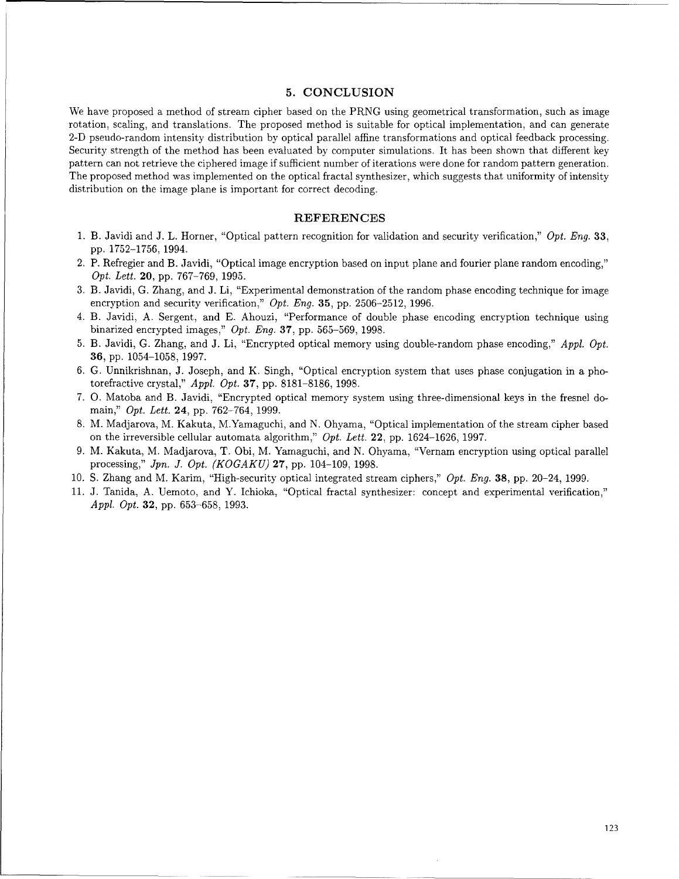## 5. CONCLUSION

We have proposed a method of stream cipher based on the PRNG using geometrical transformation, such as image rotation, scaling, and translations. The proposed method is suitable for optical implementation, and can generate 2-D pseudo-random intensity distribution by optical parallel affine transformations and optical feedback processing. Security strength of the method has been evaluated by computer simulations. It has been shown that different key pattern can not retrieve the ciphered image if sufficient number of iterations were done for random pattern generation. The proposed method was implemented on the optical fractal synthesizer, which suggests that uniformity of intensity distribution on the image plane is important for correct decoding.

## REFERENCES

1. B. Javidi and J. L. Horner, "Optical pattern recognition for validation and security verification," *Opt. Eng.* **33**, pp. 1752–1756, 1994.
2. P. Refregier and B. Javidi, "Optical image encryption based on input plane and fourier plane random encoding," *Opt. Lett.* **20**, pp. 767–769, 1995.
3. B. Javidi, G. Zhang, and J. Li, "Experimental demonstration of the random phase encoding technique for image encryption and security verification," *Opt. Eng.* **35**, pp. 2506–2512, 1996.
4. B. Javidi, A. Sergent, and E. Ahouzi, "Performance of double phase encoding encryption technique using binarized encrypted images," *Opt. Eng.* **37**, pp. 565–569, 1998.
5. B. Javidi, G. Zhang, and J. Li, "Encrypted optical memory using double-random phase encoding," *Appl. Opt.* **36**, pp. 1054–1058, 1997.
6. G. Unnikrishnan, J. Joseph, and K. Singh, "Optical encryption system that uses phase conjugation in a photorefractive crystal," *Appl. Opt.* **37**, pp. 8181–8186, 1998.
7. O. Matoba and B. Javidi, "Encrypted optical memory system using three-dimensional keys in the fresnel domain," *Opt. Lett.* **24**, pp. 762–764, 1999.
8. M. Madjarova, M. Kakuta, M.Yamaguchi, and N. Ohyama, "Optical implementation of the stream cipher based on the irreversible cellular automata algorithm," *Opt. Lett.* **22**, pp. 1624–1626, 1997.
9. M. Kakuta, M. Madjarova, T. Obi, M. Yamaguchi, and N. Ohyama, "Vernam encryption using optical parallel processing," *Jpn. J. Opt. (KOGAKU)* **27**, pp. 104–109, 1998.
10. S. Zhang and M. Karim, "High-security optical integrated stream ciphers," *Opt. Eng.* **38**, pp. 20–24, 1999.
11. J. Tanida, A. Uemoto, and Y. Ichioka, "Optical fractal synthesizer: concept and experimental verification," *Appl. Opt.* **32**, pp. 653–658, 1993.